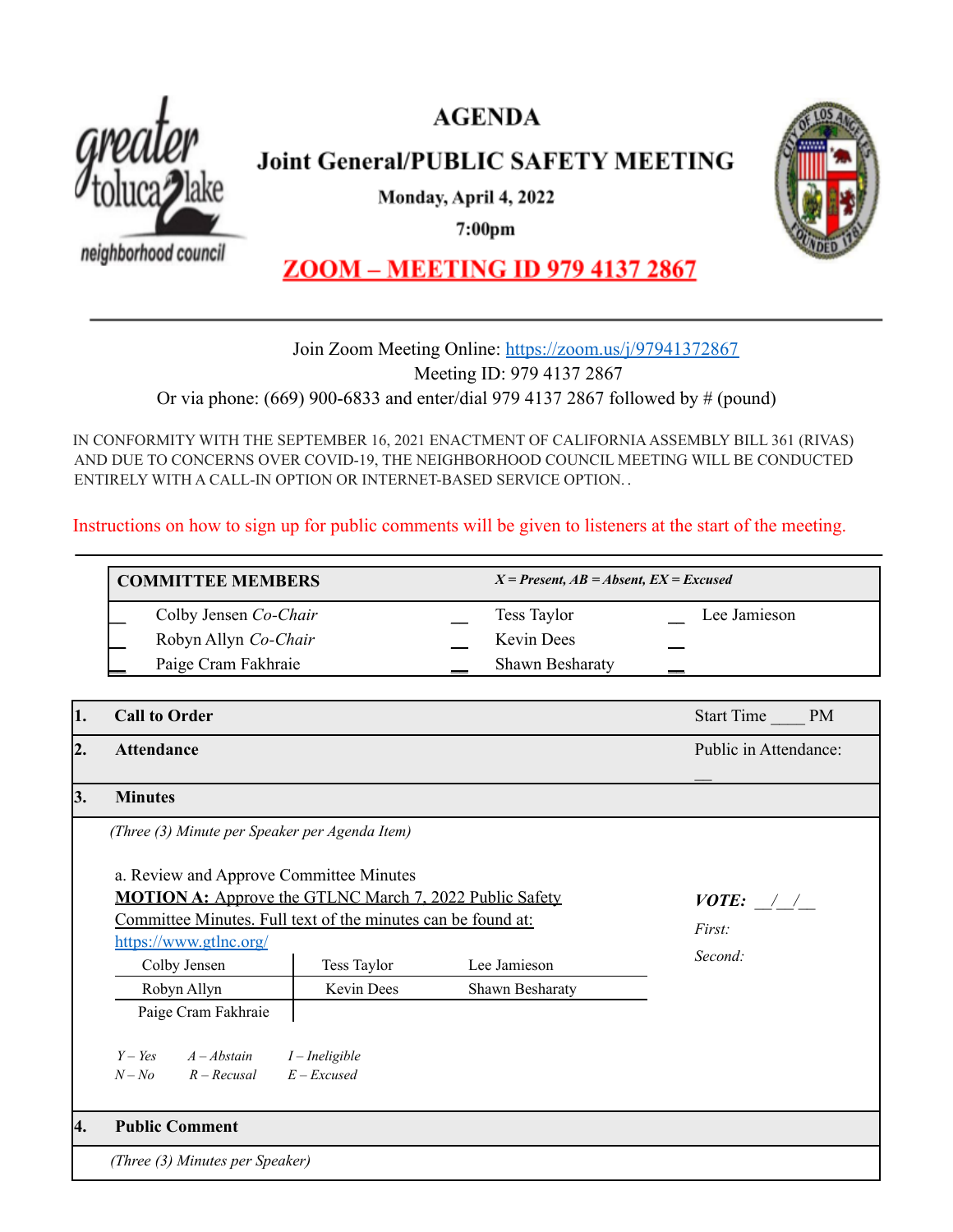# AGENDA

## Joint General/PUBLIC SAFETY MEETING

**Monday, April 4, 2022**

**7:00pm**

**ZOOM – MEETING ID 979 4137 2867**

---

Join Zoom Meeting Online: https://zoom.us/j/97941372867

Meeting ID: 979 4137 2867

Or via phone: (669) 900-6833 and enter/dial 979 4137 2867 followed by # (pound)

IN CONFORMITY WITH THE SEPTEMBER 16, 2021 ENACTMENT OF CALIFORNIA ASSEMBLY BILL 361 (RIVAS) AND DUE TO CONCERNS OVER COVID-19, THE NEIGHBORHOOD COUNCIL MEETING WILL BE CONDUCTED ENTIRELY WITH A CALL-IN OPTION OR INTERNET-BASED SERVICE OPTION. .

Instructions on how to sign up for public comments will be given to listeners at the start of the meeting.

---

| **COMMITTEE MEMBERS** | | | | | *X = Present, AB = Absent, EX = Excused* |
|---|---|---|---|---|---|
| __ | Colby Jensen *Co-Chair* | __ | Tess Taylor | __ | Lee Jamieson |
| __ | Robyn Allyn *Co-Chair* | __ | Kevin Dees | __ | |
| __ | Paige Cram Fakhraie | __ | Shawn Besharaty | __ | |

| | | |
|---|---|---|
| **1.** | **Call to Order** | Start Time ____ PM |
| **2.** | **Attendance** | Public in Attendance: __ |
| **3.** | **Minutes** | |

*(Three (3) Minute per Speaker per Agenda Item)*

a. Review and Approve Committee Minutes

**MOTION A:** Approve the GTLNC March 7, 2022 Public Safety Committee Minutes. Full text of the minutes can be found at: https://www.gtlnc.org/

***VOTE:*** __/__/__

*First:*

*Second:*

| | | |
|---|---|---|
| Colby Jensen | Tess Taylor | Lee Jamieson |
| Robyn Allyn | Kevin Dees | Shawn Besharaty |
| Paige Cram Fakhraie | | |

*Y – Yes* *A – Abstain* *I – Ineligible*
*N – No* *R – Recusal* *E – Excused*

**4. Public Comment**

*(Three (3) Minutes per Speaker)*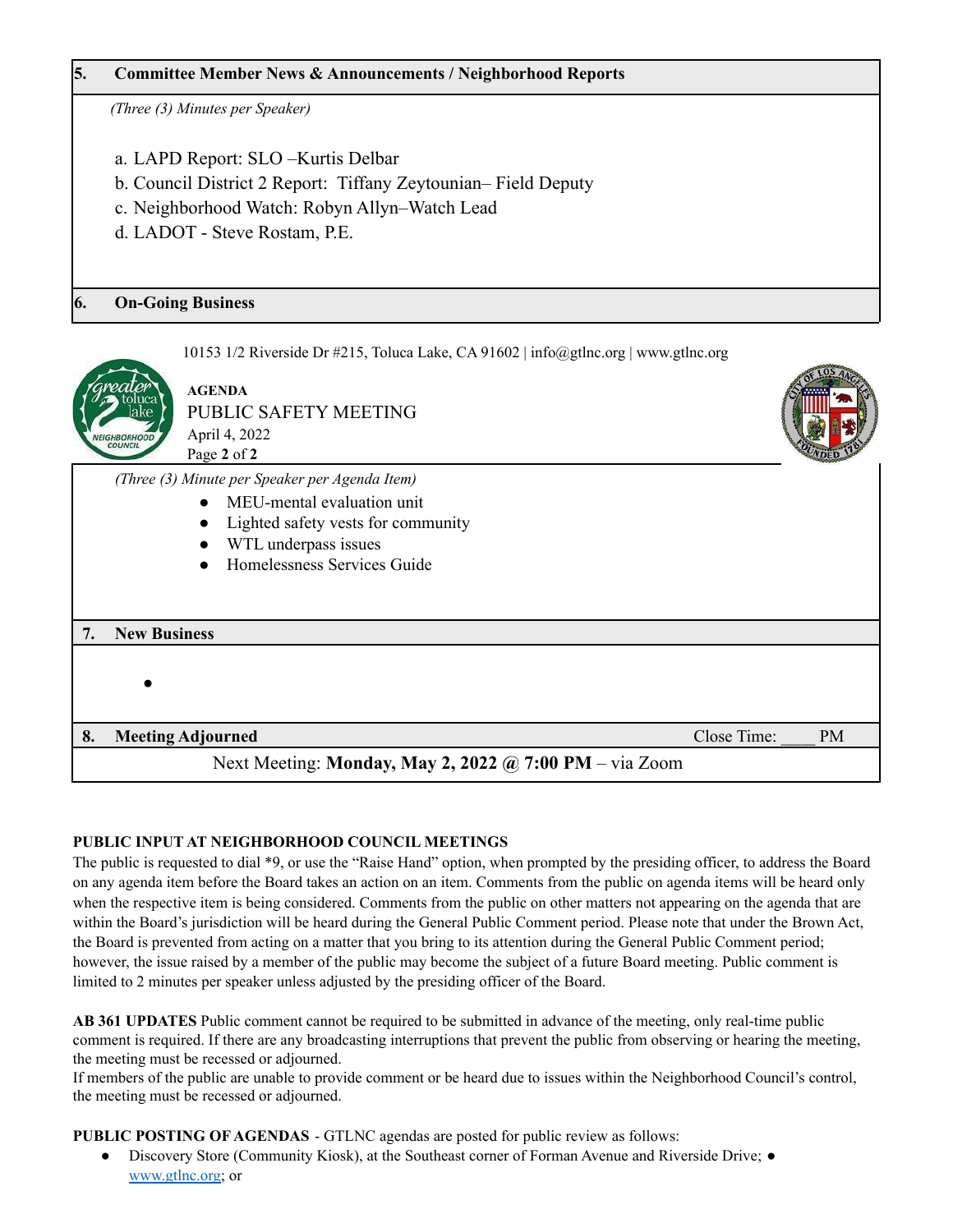## 5. Committee Member News & Announcements / Neighborhood Reports

*(Three (3) Minutes per Speaker)*

a. LAPD Report: SLO –Kurtis Delbar
b. Council District 2 Report: Tiffany Zeytounian– Field Deputy
c. Neighborhood Watch: Robyn Allyn–Watch Lead
d. LADOT - Steve Rostam, P.E.

## 6. On-Going Business

*(Three (3) Minute per Speaker per Agenda Item)*

- MEU-mental evaluation unit
- Lighted safety vests for community
- WTL underpass issues
- Homelessness Services Guide

## 7. New Business

- 

## 8. Meeting Adjourned

Close Time: ____ PM

Next Meeting: **Monday, May 2, 2022 @ 7:00 PM** – via Zoom

**PUBLIC INPUT AT NEIGHBORHOOD COUNCIL MEETINGS**
The public is requested to dial *9, or use the "Raise Hand" option, when prompted by the presiding officer, to address the Board on any agenda item before the Board takes an action on an item. Comments from the public on agenda items will be heard only when the respective item is being considered. Comments from the public on other matters not appearing on the agenda that are within the Board's jurisdiction will be heard during the General Public Comment period. Please note that under the Brown Act, the Board is prevented from acting on a matter that you bring to its attention during the General Public Comment period; however, the issue raised by a member of the public may become the subject of a future Board meeting. Public comment is limited to 2 minutes per speaker unless adjusted by the presiding officer of the Board.

**AB 361 UPDATES** Public comment cannot be required to be submitted in advance of the meeting, only real-time public comment is required. If there are any broadcasting interruptions that prevent the public from observing or hearing the meeting, the meeting must be recessed or adjourned.
If members of the public are unable to provide comment or be heard due to issues within the Neighborhood Council's control, the meeting must be recessed or adjourned.

**PUBLIC POSTING OF AGENDAS** - GTLNC agendas are posted for public review as follows:

- Discovery Store (Community Kiosk), at the Southeast corner of Forman Avenue and Riverside Drive; ● www.gtlnc.org; or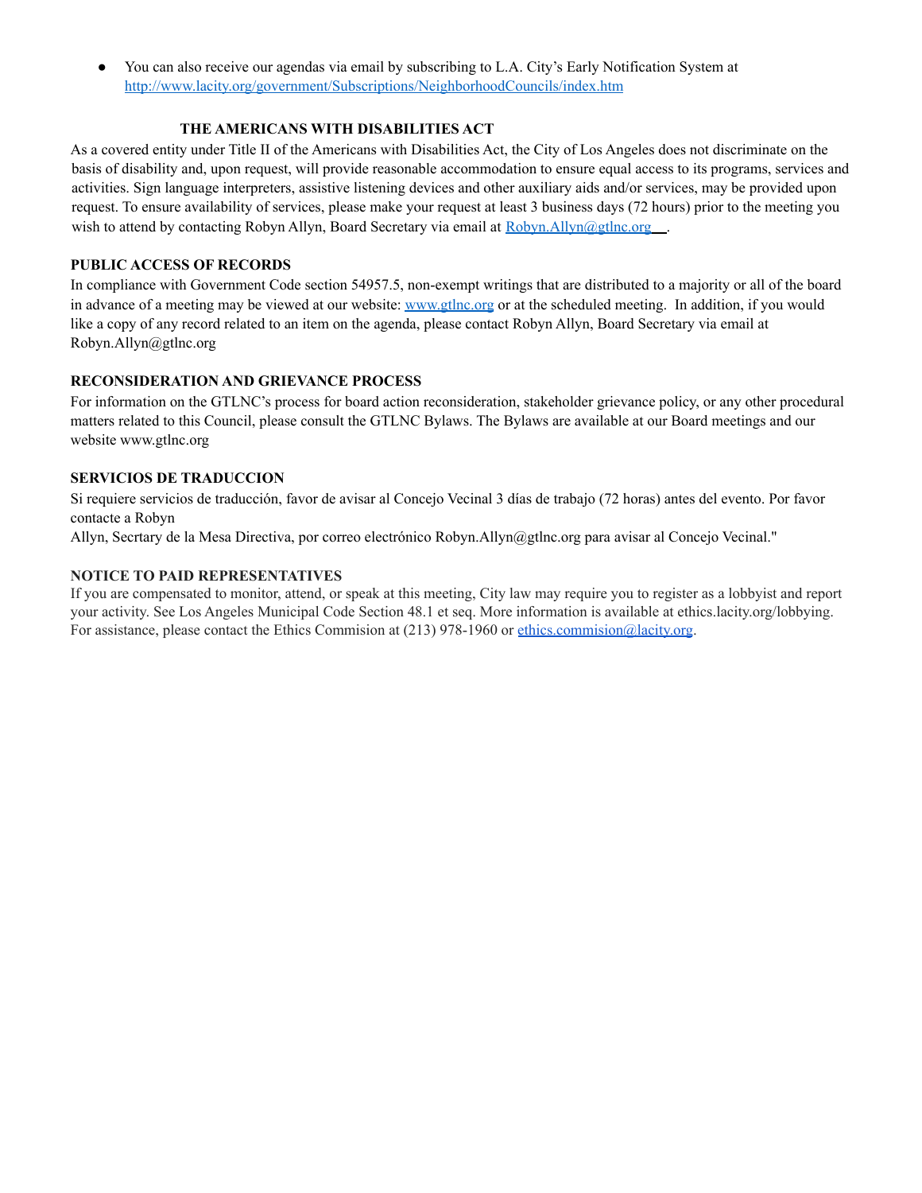- You can also receive our agendas via email by subscribing to L.A. City's Early Notification System at http://www.lacity.org/government/Subscriptions/NeighborhoodCouncils/index.htm

**THE AMERICANS WITH DISABILITIES ACT**

As a covered entity under Title II of the Americans with Disabilities Act, the City of Los Angeles does not discriminate on the basis of disability and, upon request, will provide reasonable accommodation to ensure equal access to its programs, services and activities. Sign language interpreters, assistive listening devices and other auxiliary aids and/or services, may be provided upon request. To ensure availability of services, please make your request at least 3 business days (72 hours) prior to the meeting you wish to attend by contacting Robyn Allyn, Board Secretary via email at Robyn.Allyn@gtlnc.org .

**PUBLIC ACCESS OF RECORDS**

In compliance with Government Code section 54957.5, non-exempt writings that are distributed to a majority or all of the board in advance of a meeting may be viewed at our website: www.gtlnc.org or at the scheduled meeting. In addition, if you would like a copy of any record related to an item on the agenda, please contact Robyn Allyn, Board Secretary via email at Robyn.Allyn@gtlnc.org

**RECONSIDERATION AND GRIEVANCE PROCESS**

For information on the GTLNC's process for board action reconsideration, stakeholder grievance policy, or any other procedural matters related to this Council, please consult the GTLNC Bylaws. The Bylaws are available at our Board meetings and our website www.gtlnc.org

**SERVICIOS DE TRADUCCION**

Si requiere servicios de traducción, favor de avisar al Concejo Vecinal 3 días de trabajo (72 horas) antes del evento. Por favor contacte a Robyn
Allyn, Secrtary de la Mesa Directiva, por correo electrónico Robyn.Allyn@gtlnc.org para avisar al Concejo Vecinal."

**NOTICE TO PAID REPRESENTATIVES**

If you are compensated to monitor, attend, or speak at this meeting, City law may require you to register as a lobbyist and report your activity. See Los Angeles Municipal Code Section 48.1 et seq. More information is available at ethics.lacity.org/lobbying. For assistance, please contact the Ethics Commision at (213) 978-1960 or ethics.commision@lacity.org.